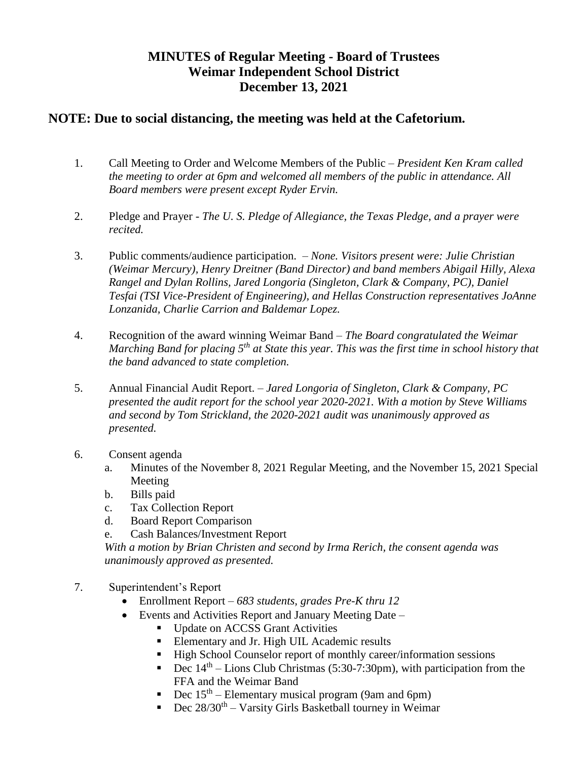# MINUTES of Regular Meeting - Board of Trustees
# Weimar Independent School District
# December 13, 2021

## NOTE: Due to social distancing, the meeting was held at the Cafetorium.

1. Call Meeting to Order and Welcome Members of the Public – *President Ken Kram called the meeting to order at 6pm and welcomed all members of the public in attendance. All Board members were present except Ryder Ervin.*

2. Pledge and Prayer - *The U. S. Pledge of Allegiance, the Texas Pledge, and a prayer were recited.*

3. Public comments/audience participation. – *None. Visitors present were: Julie Christian (Weimar Mercury), Henry Dreitner (Band Director) and band members Abigail Hilly, Alexa Rangel and Dylan Rollins, Jared Longoria (Singleton, Clark & Company, PC), Daniel Tesfai (TSI Vice-President of Engineering), and Hellas Construction representatives JoAnne Lonzanida, Charlie Carrion and Baldemar Lopez.*

4. Recognition of the award winning Weimar Band – *The Board congratulated the Weimar Marching Band for placing 5th at State this year. This was the first time in school history that the band advanced to state completion.*

5. Annual Financial Audit Report. – *Jared Longoria of Singleton, Clark & Company, PC presented the audit report for the school year 2020-2021. With a motion by Steve Williams and second by Tom Strickland, the 2020-2021 audit was unanimously approved as presented.*

6. Consent agenda
   a. Minutes of the November 8, 2021 Regular Meeting, and the November 15, 2021 Special Meeting
   b. Bills paid
   c. Tax Collection Report
   d. Board Report Comparison
   e. Cash Balances/Investment Report

   *With a motion by Brian Christen and second by Irma Rerich, the consent agenda was unanimously approved as presented.*

7. Superintendent's Report
   - Enrollment Report – *683 students, grades Pre-K thru 12*
   - Events and Activities Report and January Meeting Date –
     - Update on ACCSS Grant Activities
     - Elementary and Jr. High UIL Academic results
     - High School Counselor report of monthly career/information sessions
     - Dec 14th – Lions Club Christmas (5:30-7:30pm), with participation from the FFA and the Weimar Band
     - Dec 15th – Elementary musical program (9am and 6pm)
     - Dec 28/30th – Varsity Girls Basketball tourney in Weimar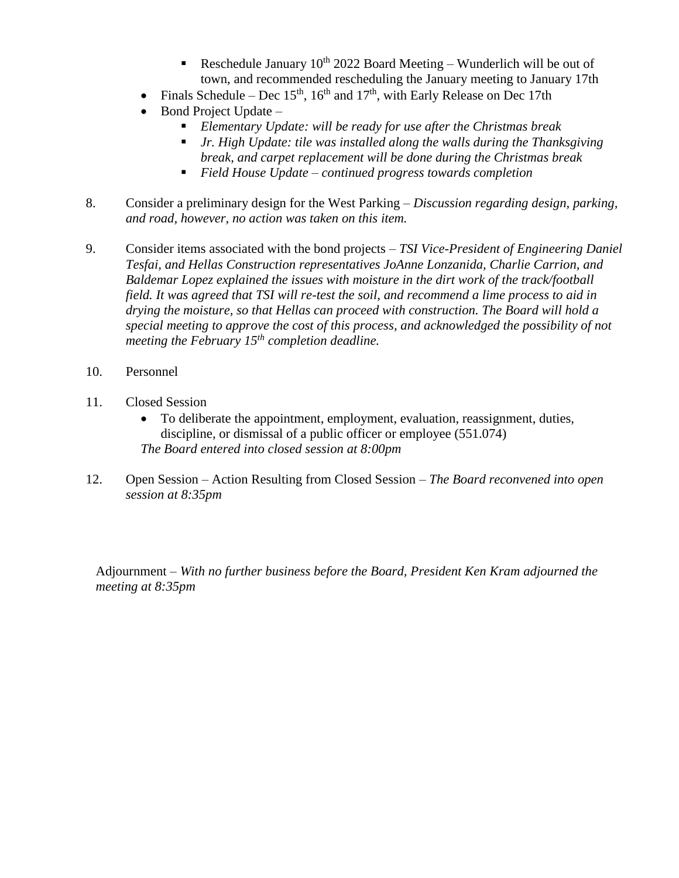- Reschedule January 10th 2022 Board Meeting – Wunderlich will be out of town, and recommended rescheduling the January meeting to January 17th
- Finals Schedule – Dec 15th, 16th and 17th, with Early Release on Dec 17th
- Bond Project Update –
    - *Elementary Update: will be ready for use after the Christmas break*
    - *Jr. High Update: tile was installed along the walls during the Thanksgiving break, and carpet replacement will be done during the Christmas break*
    - *Field House Update – continued progress towards completion*

8. Consider a preliminary design for the West Parking – *Discussion regarding design, parking, and road, however, no action was taken on this item.*

9. Consider items associated with the bond projects – *TSI Vice-President of Engineering Daniel Tesfai, and Hellas Construction representatives JoAnne Lonzanida, Charlie Carrion, and Baldemar Lopez explained the issues with moisture in the dirt work of the track/football field. It was agreed that TSI will re-test the soil, and recommend a lime process to aid in drying the moisture, so that Hellas can proceed with construction. The Board will hold a special meeting to approve the cost of this process, and acknowledged the possibility of not meeting the February 15th completion deadline.*

10. Personnel

11. Closed Session
    - To deliberate the appointment, employment, evaluation, reassignment, duties, discipline, or dismissal of a public officer or employee (551.074)

    *The Board entered into closed session at 8:00pm*

12. Open Session – Action Resulting from Closed Session – *The Board reconvened into open session at 8:35pm*

Adjournment – *With no further business before the Board, President Ken Kram adjourned the meeting at 8:35pm*